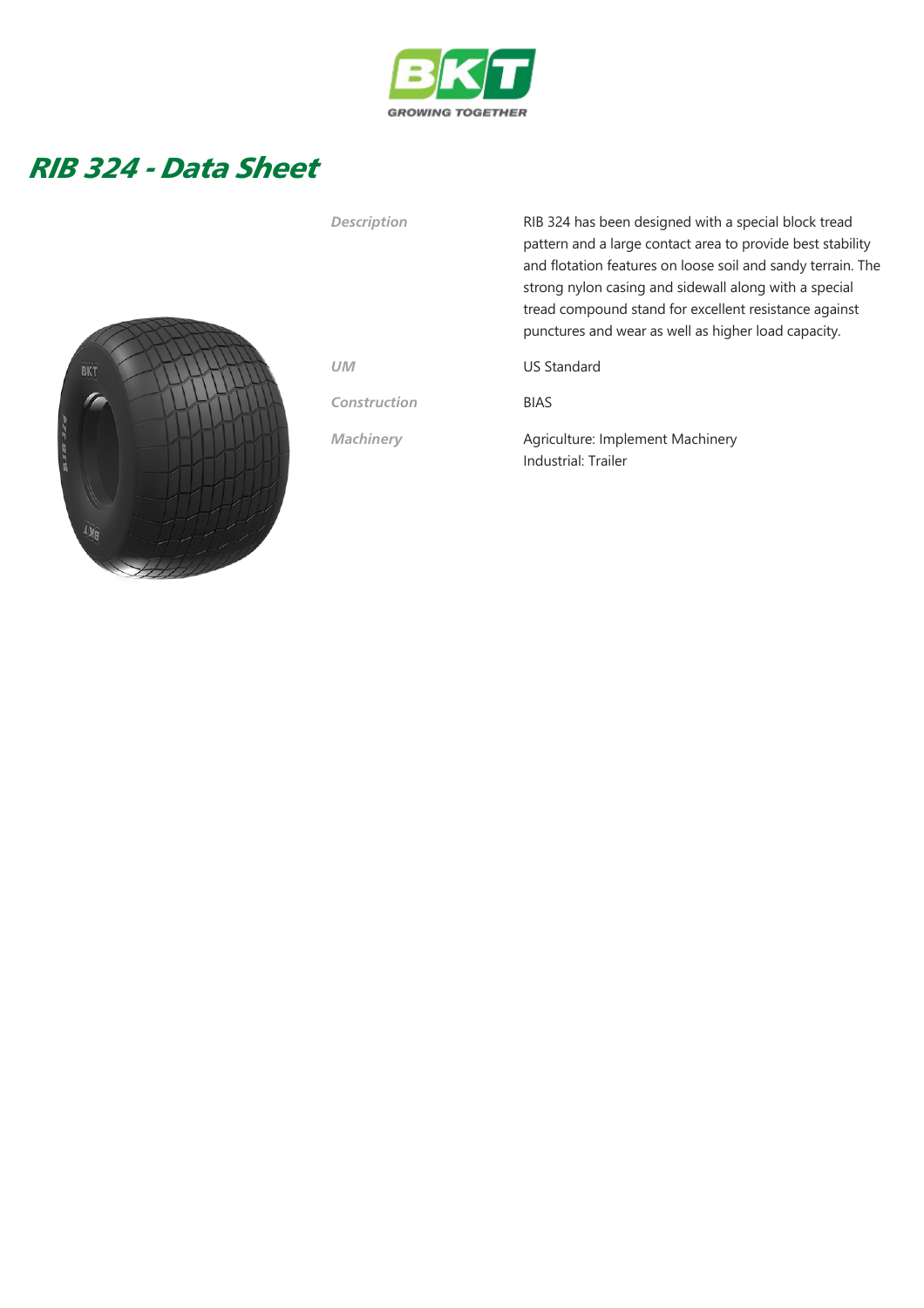# RIB 324 - Data Sheet

| | |
|---|---|
| *Description* | RIB 324 has been designed with a special block tread pattern and a large contact area to provide best stability and flotation features on loose soil and sandy terrain. The strong nylon casing and sidewall along with a special tread compound stand for excellent resistance against punctures and wear as well as higher load capacity. |
| *UM* | US Standard |
| *Construction* | BIAS |
| *Machinery* | Agriculture: Implement Machinery<br>Industrial: Trailer |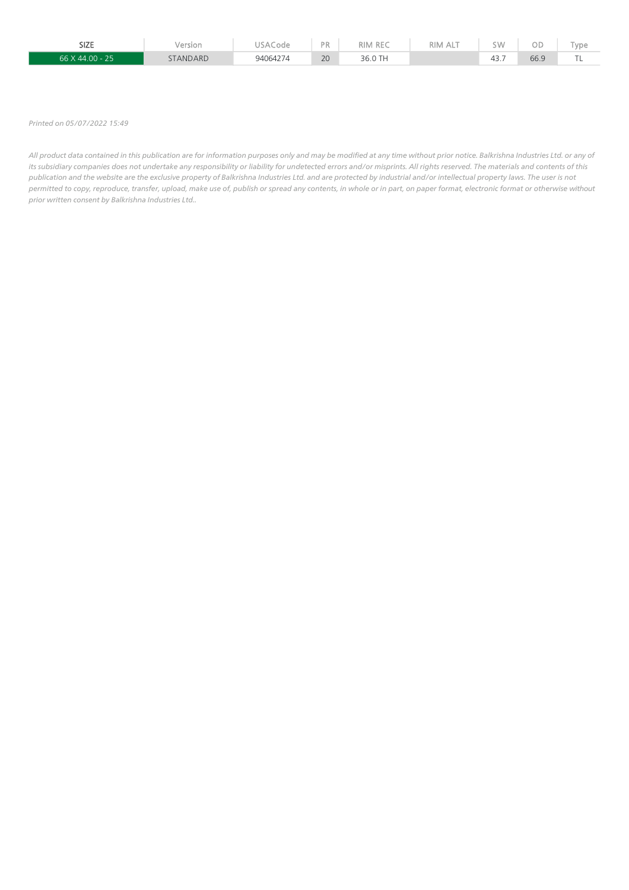| SIZE | Version | USACode | PR | RIM REC | RIM ALT | SW | OD | Type |
|---|---|---|---|---|---|---|---|---|
| 66 X 44.00 - 25 | STANDARD | 94064274 | 20 | 36.0 TH | | 43.7 | 66.9 | TL |

*Printed on 05/07/2022 15:49*

*All product data contained in this publication are for information purposes only and may be modified at any time without prior notice. Balkrishna Industries Ltd. or any of its subsidiary companies does not undertake any responsibility or liability for undetected errors and/or misprints. All rights reserved. The materials and contents of this publication and the website are the exclusive property of Balkrishna Industries Ltd. and are protected by industrial and/or intellectual property laws. The user is not permitted to copy, reproduce, transfer, upload, make use of, publish or spread any contents, in whole or in part, on paper format, electronic format or otherwise without prior written consent by Balkrishna Industries Ltd..*